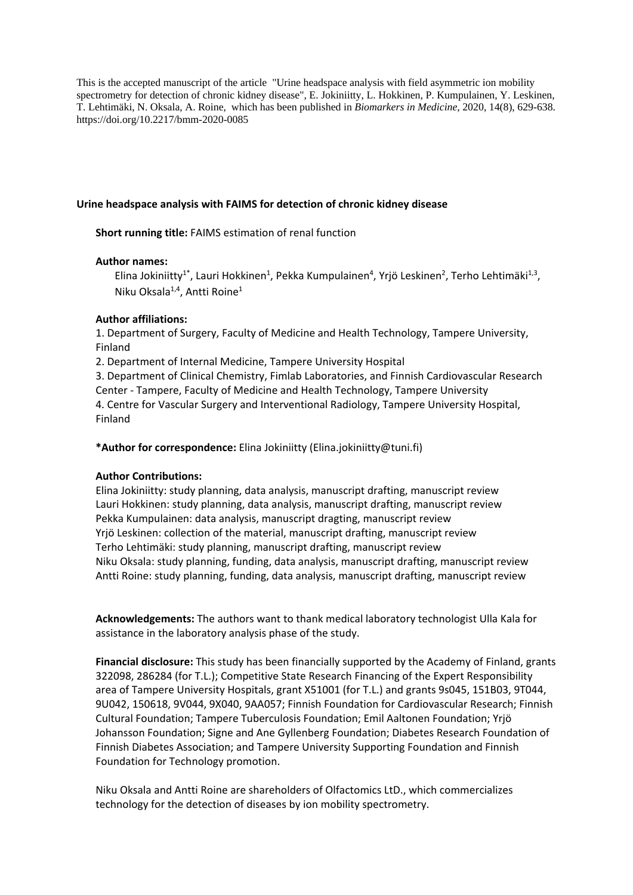This is the accepted manuscript of the article "Urine headspace analysis with field asymmetric ion mobility spectrometry for detection of chronic kidney disease", E. Jokiniitty, L. Hokkinen, P. Kumpulainen, Y. Leskinen, T. Lehtimäki, N. Oksala, A. Roine, which has been published in *Biomarkers in Medicine*, 2020, 14(8), 629-638. https://doi.org/10.2217/bmm-2020-0085

**Urine headspace analysis with FAIMS for detection of chronic kidney disease**

**Short running title:** FAIMS estimation of renal function

**Author names:**

Elina Jokiniitty[1*], Lauri Hokkinen[1], Pekka Kumpulainen[4], Yrjö Leskinen[2], Terho Lehtimäki[1,3], Niku Oksala[1,4], Antti Roine[1]

**Author affiliations:**

1. Department of Surgery, Faculty of Medicine and Health Technology, Tampere University, Finland
2. Department of Internal Medicine, Tampere University Hospital
3. Department of Clinical Chemistry, Fimlab Laboratories, and Finnish Cardiovascular Research Center - Tampere, Faculty of Medicine and Health Technology, Tampere University
4. Centre for Vascular Surgery and Interventional Radiology, Tampere University Hospital, Finland

**\*Author for correspondence:** Elina Jokiniitty (Elina.jokiniitty@tuni.fi)

**Author Contributions:**

Elina Jokiniitty: study planning, data analysis, manuscript drafting, manuscript review
Lauri Hokkinen: study planning, data analysis, manuscript drafting, manuscript review
Pekka Kumpulainen: data analysis, manuscript dragting, manuscript review
Yrjö Leskinen: collection of the material, manuscript drafting, manuscript review
Terho Lehtimäki: study planning, manuscript drafting, manuscript review
Niku Oksala: study planning, funding, data analysis, manuscript drafting, manuscript review
Antti Roine: study planning, funding, data analysis, manuscript drafting, manuscript review

**Acknowledgements:** The authors want to thank medical laboratory technologist Ulla Kala for assistance in the laboratory analysis phase of the study.

**Financial disclosure:** This study has been financially supported by the Academy of Finland, grants 322098, 286284 (for T.L.); Competitive State Research Financing of the Expert Responsibility area of Tampere University Hospitals, grant X51001 (for T.L.) and grants 9s045, 151B03, 9T044, 9U042, 150618, 9V044, 9X040, 9AA057; Finnish Foundation for Cardiovascular Research; Finnish Cultural Foundation; Tampere Tuberculosis Foundation; Emil Aaltonen Foundation; Yrjö Johansson Foundation; Signe and Ane Gyllenberg Foundation; Diabetes Research Foundation of Finnish Diabetes Association; and Tampere University Supporting Foundation and Finnish Foundation for Technology promotion.

Niku Oksala and Antti Roine are shareholders of Olfactomics LtD., which commercializes technology for the detection of diseases by ion mobility spectrometry.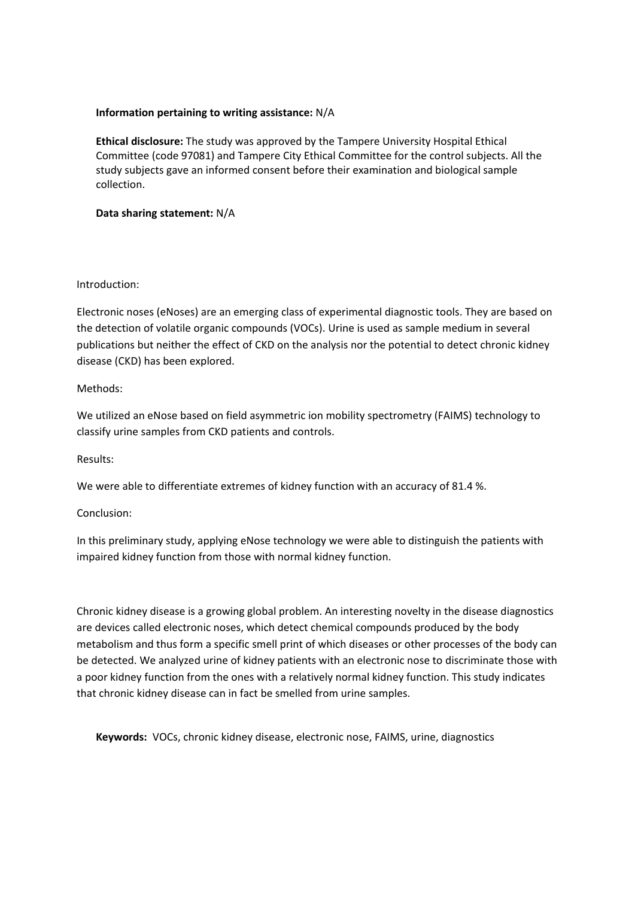**Information pertaining to writing assistance:** N/A

**Ethical disclosure:** The study was approved by the Tampere University Hospital Ethical Committee (code 97081) and Tampere City Ethical Committee for the control subjects. All the study subjects gave an informed consent before their examination and biological sample collection.

**Data sharing statement:** N/A

Introduction:

Electronic noses (eNoses) are an emerging class of experimental diagnostic tools. They are based on the detection of volatile organic compounds (VOCs). Urine is used as sample medium in several publications but neither the effect of CKD on the analysis nor the potential to detect chronic kidney disease (CKD) has been explored.

Methods:

We utilized an eNose based on field asymmetric ion mobility spectrometry (FAIMS) technology to classify urine samples from CKD patients and controls.

Results:

We were able to differentiate extremes of kidney function with an accuracy of 81.4 %.

Conclusion:

In this preliminary study, applying eNose technology we were able to distinguish the patients with impaired kidney function from those with normal kidney function.

Chronic kidney disease is a growing global problem. An interesting novelty in the disease diagnostics are devices called electronic noses, which detect chemical compounds produced by the body metabolism and thus form a specific smell print of which diseases or other processes of the body can be detected. We analyzed urine of kidney patients with an electronic nose to discriminate those with a poor kidney function from the ones with a relatively normal kidney function. This study indicates that chronic kidney disease can in fact be smelled from urine samples.

**Keywords:** VOCs, chronic kidney disease, electronic nose, FAIMS, urine, diagnostics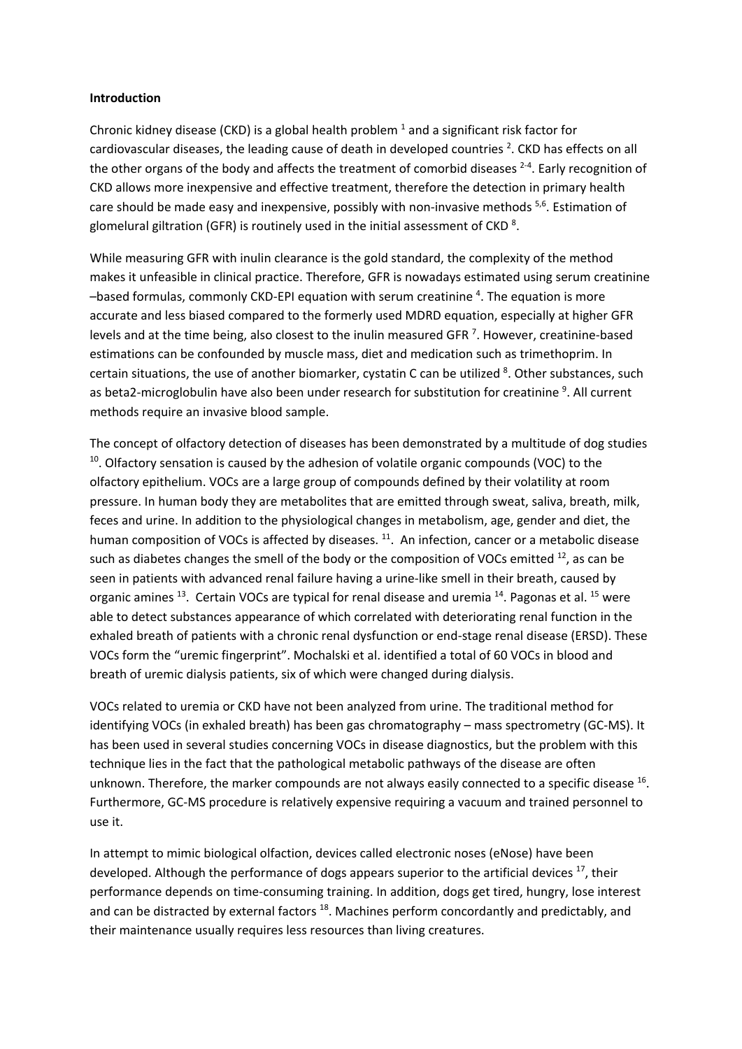**Introduction**

Chronic kidney disease (CKD) is a global health problem [1] and a significant risk factor for cardiovascular diseases, the leading cause of death in developed countries [2]. CKD has effects on all the other organs of the body and affects the treatment of comorbid diseases [2-4]. Early recognition of CKD allows more inexpensive and effective treatment, therefore the detection in primary health care should be made easy and inexpensive, possibly with non-invasive methods [5,6]. Estimation of glomelural giltration (GFR) is routinely used in the initial assessment of CKD [8].

While measuring GFR with inulin clearance is the gold standard, the complexity of the method makes it unfeasible in clinical practice. Therefore, GFR is nowadays estimated using serum creatinine –based formulas, commonly CKD-EPI equation with serum creatinine [4]. The equation is more accurate and less biased compared to the formerly used MDRD equation, especially at higher GFR levels and at the time being, also closest to the inulin measured GFR [7]. However, creatinine-based estimations can be confounded by muscle mass, diet and medication such as trimethoprim. In certain situations, the use of another biomarker, cystatin C can be utilized [8]. Other substances, such as beta2-microglobulin have also been under research for substitution for creatinine [9]. All current methods require an invasive blood sample.

The concept of olfactory detection of diseases has been demonstrated by a multitude of dog studies [10]. Olfactory sensation is caused by the adhesion of volatile organic compounds (VOC) to the olfactory epithelium. VOCs are a large group of compounds defined by their volatility at room pressure. In human body they are metabolites that are emitted through sweat, saliva, breath, milk, feces and urine. In addition to the physiological changes in metabolism, age, gender and diet, the human composition of VOCs is affected by diseases. [11]. An infection, cancer or a metabolic disease such as diabetes changes the smell of the body or the composition of VOCs emitted [12], as can be seen in patients with advanced renal failure having a urine-like smell in their breath, caused by organic amines [13]. Certain VOCs are typical for renal disease and uremia [14]. Pagonas et al. [15] were able to detect substances appearance of which correlated with deteriorating renal function in the exhaled breath of patients with a chronic renal dysfunction or end-stage renal disease (ERSD). These VOCs form the "uremic fingerprint". Mochalski et al. identified a total of 60 VOCs in blood and breath of uremic dialysis patients, six of which were changed during dialysis.

VOCs related to uremia or CKD have not been analyzed from urine. The traditional method for identifying VOCs (in exhaled breath) has been gas chromatography – mass spectrometry (GC-MS). It has been used in several studies concerning VOCs in disease diagnostics, but the problem with this technique lies in the fact that the pathological metabolic pathways of the disease are often unknown. Therefore, the marker compounds are not always easily connected to a specific disease [16]. Furthermore, GC-MS procedure is relatively expensive requiring a vacuum and trained personnel to use it.

In attempt to mimic biological olfaction, devices called electronic noses (eNose) have been developed. Although the performance of dogs appears superior to the artificial devices [17], their performance depends on time-consuming training. In addition, dogs get tired, hungry, lose interest and can be distracted by external factors [18]. Machines perform concordantly and predictably, and their maintenance usually requires less resources than living creatures.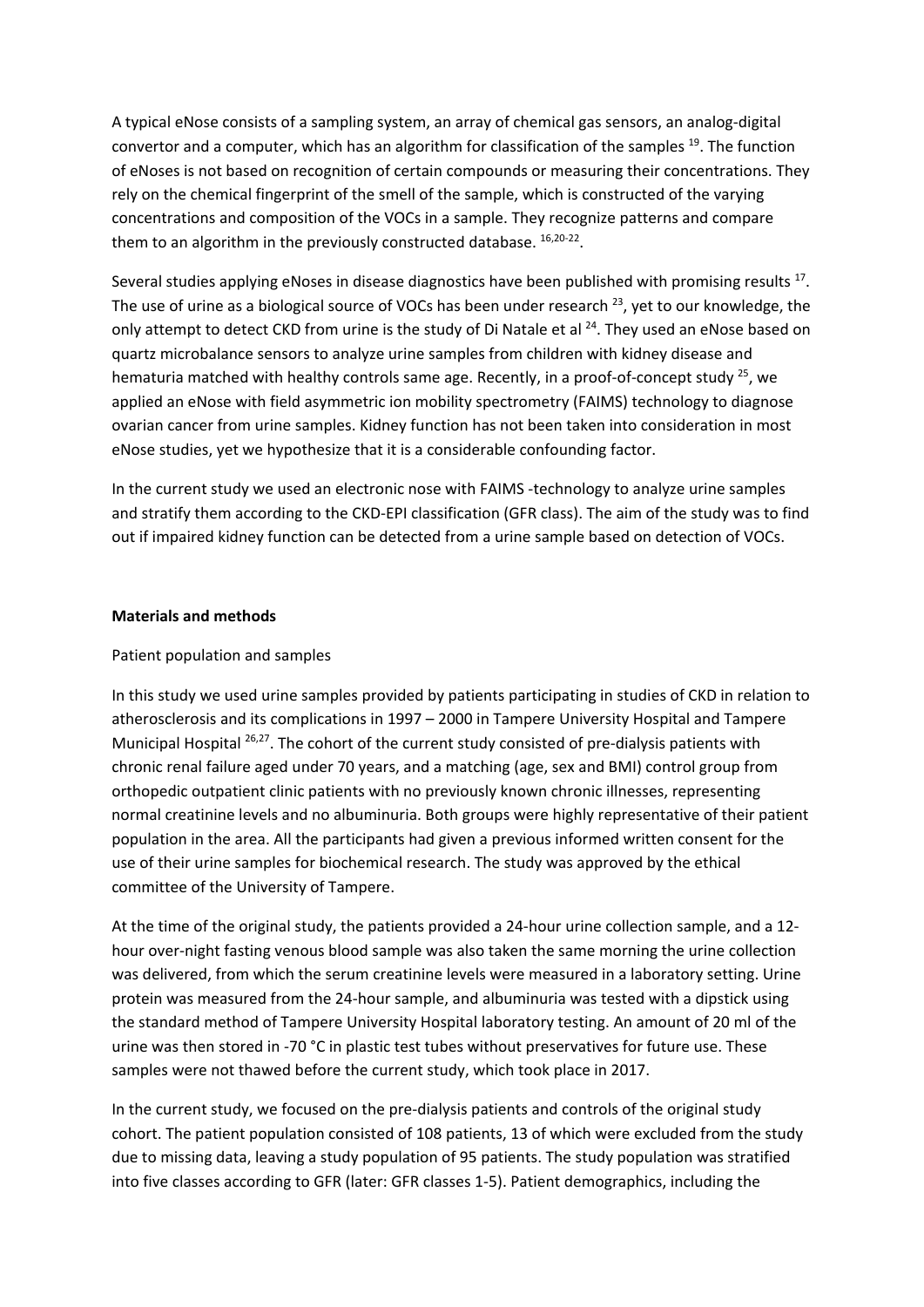A typical eNose consists of a sampling system, an array of chemical gas sensors, an analog-digital convertor and a computer, which has an algorithm for classification of the samples [19]. The function of eNoses is not based on recognition of certain compounds or measuring their concentrations. They rely on the chemical fingerprint of the smell of the sample, which is constructed of the varying concentrations and composition of the VOCs in a sample. They recognize patterns and compare them to an algorithm in the previously constructed database. [16,20-22].

Several studies applying eNoses in disease diagnostics have been published with promising results [17]. The use of urine as a biological source of VOCs has been under research [23], yet to our knowledge, the only attempt to detect CKD from urine is the study of Di Natale et al [24]. They used an eNose based on quartz microbalance sensors to analyze urine samples from children with kidney disease and hematuria matched with healthy controls same age. Recently, in a proof-of-concept study [25], we applied an eNose with field asymmetric ion mobility spectrometry (FAIMS) technology to diagnose ovarian cancer from urine samples. Kidney function has not been taken into consideration in most eNose studies, yet we hypothesize that it is a considerable confounding factor.

In the current study we used an electronic nose with FAIMS -technology to analyze urine samples and stratify them according to the CKD-EPI classification (GFR class). The aim of the study was to find out if impaired kidney function can be detected from a urine sample based on detection of VOCs.

**Materials and methods**

Patient population and samples

In this study we used urine samples provided by patients participating in studies of CKD in relation to atherosclerosis and its complications in 1997 – 2000 in Tampere University Hospital and Tampere Municipal Hospital [26,27]. The cohort of the current study consisted of pre-dialysis patients with chronic renal failure aged under 70 years, and a matching (age, sex and BMI) control group from orthopedic outpatient clinic patients with no previously known chronic illnesses, representing normal creatinine levels and no albuminuria. Both groups were highly representative of their patient population in the area. All the participants had given a previous informed written consent for the use of their urine samples for biochemical research. The study was approved by the ethical committee of the University of Tampere.

At the time of the original study, the patients provided a 24-hour urine collection sample, and a 12-hour over-night fasting venous blood sample was also taken the same morning the urine collection was delivered, from which the serum creatinine levels were measured in a laboratory setting. Urine protein was measured from the 24-hour sample, and albuminuria was tested with a dipstick using the standard method of Tampere University Hospital laboratory testing. An amount of 20 ml of the urine was then stored in -70 °C in plastic test tubes without preservatives for future use. These samples were not thawed before the current study, which took place in 2017.

In the current study, we focused on the pre-dialysis patients and controls of the original study cohort. The patient population consisted of 108 patients, 13 of which were excluded from the study due to missing data, leaving a study population of 95 patients. The study population was stratified into five classes according to GFR (later: GFR classes 1-5). Patient demographics, including the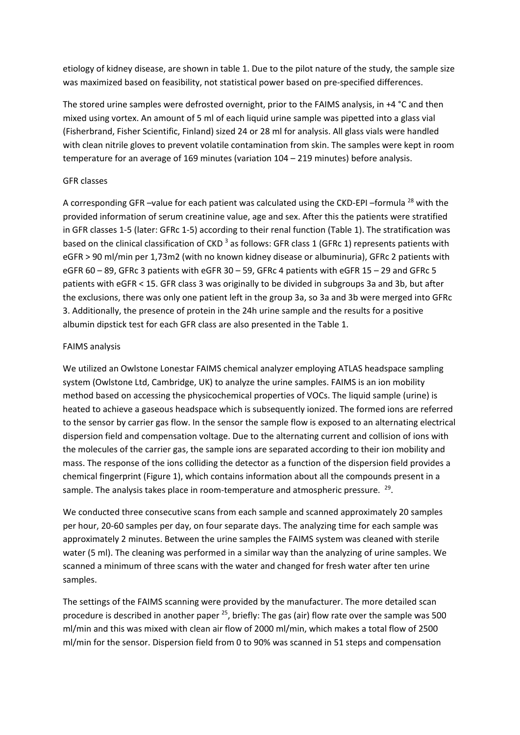etiology of kidney disease, are shown in table 1. Due to the pilot nature of the study, the sample size was maximized based on feasibility, not statistical power based on pre-specified differences.

The stored urine samples were defrosted overnight, prior to the FAIMS analysis, in +4 °C and then mixed using vortex. An amount of 5 ml of each liquid urine sample was pipetted into a glass vial (Fisherbrand, Fisher Scientific, Finland) sized 24 or 28 ml for analysis. All glass vials were handled with clean nitrile gloves to prevent volatile contamination from skin. The samples were kept in room temperature for an average of 169 minutes (variation 104 – 219 minutes) before analysis.

## GFR classes

A corresponding GFR –value for each patient was calculated using the CKD-EPI –formula [28] with the provided information of serum creatinine value, age and sex. After this the patients were stratified in GFR classes 1-5 (later: GFRc 1-5) according to their renal function (Table 1). The stratification was based on the clinical classification of CKD [3] as follows: GFR class 1 (GFRc 1) represents patients with eGFR > 90 ml/min per 1,73m2 (with no known kidney disease or albuminuria), GFRc 2 patients with eGFR 60 – 89, GFRc 3 patients with eGFR 30 – 59, GFRc 4 patients with eGFR 15 – 29 and GFRc 5 patients with eGFR < 15. GFR class 3 was originally to be divided in subgroups 3a and 3b, but after the exclusions, there was only one patient left in the group 3a, so 3a and 3b were merged into GFRc 3. Additionally, the presence of protein in the 24h urine sample and the results for a positive albumin dipstick test for each GFR class are also presented in the Table 1.

## FAIMS analysis

We utilized an Owlstone Lonestar FAIMS chemical analyzer employing ATLAS headspace sampling system (Owlstone Ltd, Cambridge, UK) to analyze the urine samples. FAIMS is an ion mobility method based on accessing the physicochemical properties of VOCs. The liquid sample (urine) is heated to achieve a gaseous headspace which is subsequently ionized. The formed ions are referred to the sensor by carrier gas flow. In the sensor the sample flow is exposed to an alternating electrical dispersion field and compensation voltage. Due to the alternating current and collision of ions with the molecules of the carrier gas, the sample ions are separated according to their ion mobility and mass. The response of the ions colliding the detector as a function of the dispersion field provides a chemical fingerprint (Figure 1), which contains information about all the compounds present in a sample. The analysis takes place in room-temperature and atmospheric pressure. [29].

We conducted three consecutive scans from each sample and scanned approximately 20 samples per hour, 20-60 samples per day, on four separate days. The analyzing time for each sample was approximately 2 minutes. Between the urine samples the FAIMS system was cleaned with sterile water (5 ml). The cleaning was performed in a similar way than the analyzing of urine samples. We scanned a minimum of three scans with the water and changed for fresh water after ten urine samples.

The settings of the FAIMS scanning were provided by the manufacturer. The more detailed scan procedure is described in another paper [25], briefly: The gas (air) flow rate over the sample was 500 ml/min and this was mixed with clean air flow of 2000 ml/min, which makes a total flow of 2500 ml/min for the sensor. Dispersion field from 0 to 90% was scanned in 51 steps and compensation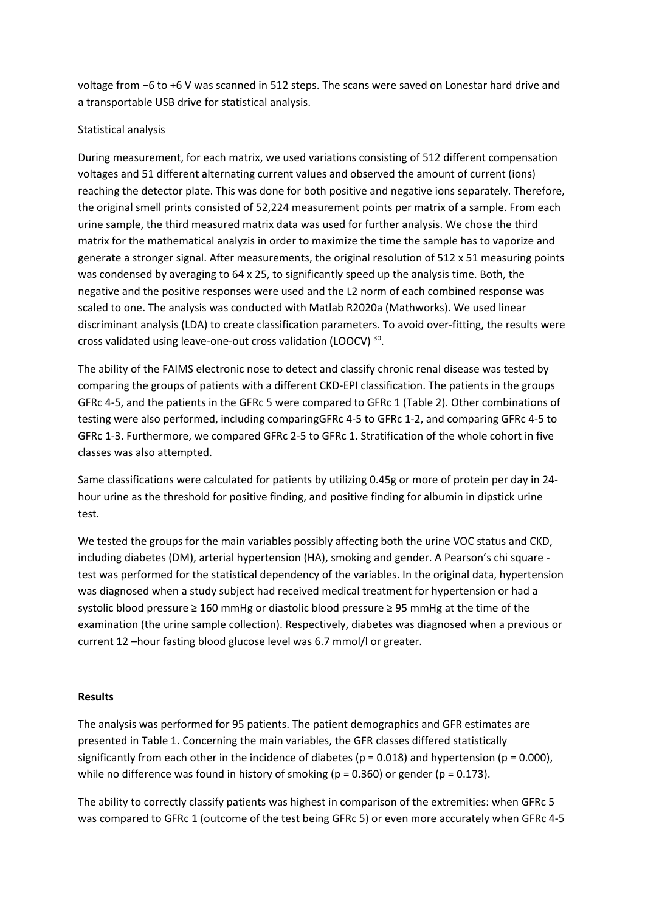voltage from −6 to +6 V was scanned in 512 steps. The scans were saved on Lonestar hard drive and a transportable USB drive for statistical analysis.

Statistical analysis

During measurement, for each matrix, we used variations consisting of 512 different compensation voltages and 51 different alternating current values and observed the amount of current (ions) reaching the detector plate. This was done for both positive and negative ions separately. Therefore, the original smell prints consisted of 52,224 measurement points per matrix of a sample. From each urine sample, the third measured matrix data was used for further analysis. We chose the third matrix for the mathematical analyzis in order to maximize the time the sample has to vaporize and generate a stronger signal. After measurements, the original resolution of 512 x 51 measuring points was condensed by averaging to 64 x 25, to significantly speed up the analysis time. Both, the negative and the positive responses were used and the L2 norm of each combined response was scaled to one. The analysis was conducted with Matlab R2020a (Mathworks). We used linear discriminant analysis (LDA) to create classification parameters. To avoid over-fitting, the results were cross validated using leave-one-out cross validation (LOOCV) [30].

The ability of the FAIMS electronic nose to detect and classify chronic renal disease was tested by comparing the groups of patients with a different CKD-EPI classification. The patients in the groups GFRc 4-5, and the patients in the GFRc 5 were compared to GFRc 1 (Table 2). Other combinations of testing were also performed, including comparingGFRc 4-5 to GFRc 1-2, and comparing GFRc 4-5 to GFRc 1-3. Furthermore, we compared GFRc 2-5 to GFRc 1. Stratification of the whole cohort in five classes was also attempted.

Same classifications were calculated for patients by utilizing 0.45g or more of protein per day in 24-hour urine as the threshold for positive finding, and positive finding for albumin in dipstick urine test.

We tested the groups for the main variables possibly affecting both the urine VOC status and CKD, including diabetes (DM), arterial hypertension (HA), smoking and gender. A Pearson's chi square -test was performed for the statistical dependency of the variables. In the original data, hypertension was diagnosed when a study subject had received medical treatment for hypertension or had a systolic blood pressure ≥ 160 mmHg or diastolic blood pressure ≥ 95 mmHg at the time of the examination (the urine sample collection). Respectively, diabetes was diagnosed when a previous or current 12 –hour fasting blood glucose level was 6.7 mmol/l or greater.

**Results**

The analysis was performed for 95 patients. The patient demographics and GFR estimates are presented in Table 1. Concerning the main variables, the GFR classes differed statistically significantly from each other in the incidence of diabetes ($p = 0.018$) and hypertension ($p = 0.000$), while no difference was found in history of smoking ($p = 0.360$) or gender ($p = 0.173$).

The ability to correctly classify patients was highest in comparison of the extremities: when GFRc 5 was compared to GFRc 1 (outcome of the test being GFRc 5) or even more accurately when GFRc 4-5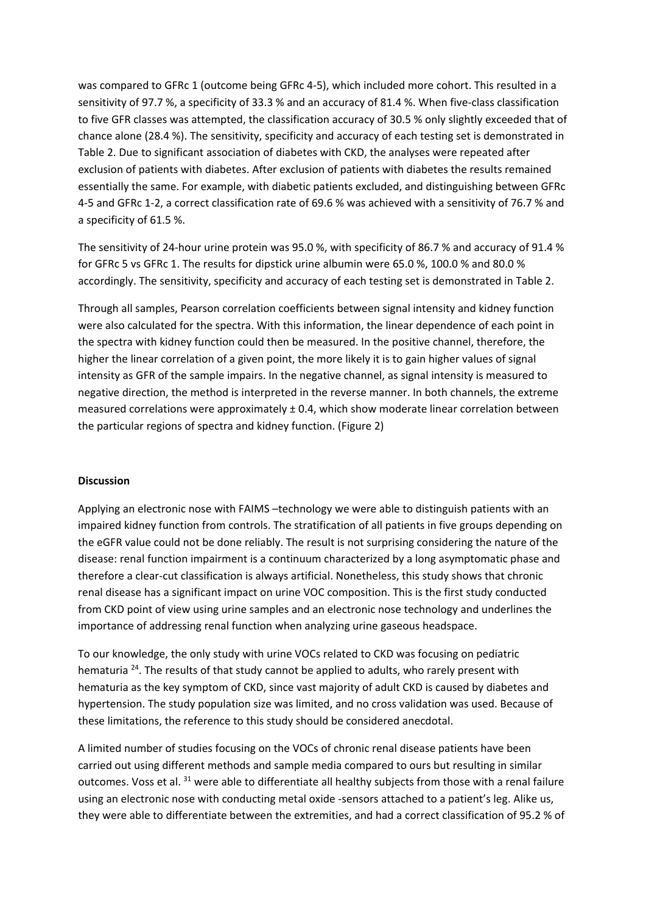was compared to GFRc 1 (outcome being GFRc 4-5), which included more cohort. This resulted in a sensitivity of 97.7 %, a specificity of 33.3 % and an accuracy of 81.4 %. When five-class classification to five GFR classes was attempted, the classification accuracy of 30.5 % only slightly exceeded that of chance alone (28.4 %). The sensitivity, specificity and accuracy of each testing set is demonstrated in Table 2. Due to significant association of diabetes with CKD, the analyses were repeated after exclusion of patients with diabetes. After exclusion of patients with diabetes the results remained essentially the same. For example, with diabetic patients excluded, and distinguishing between GFRc 4-5 and GFRc 1-2, a correct classification rate of 69.6 % was achieved with a sensitivity of 76.7 % and a specificity of 61.5 %.

The sensitivity of 24-hour urine protein was 95.0 %, with specificity of 86.7 % and accuracy of 91.4 % for GFRc 5 vs GFRc 1. The results for dipstick urine albumin were 65.0 %, 100.0 % and 80.0 % accordingly. The sensitivity, specificity and accuracy of each testing set is demonstrated in Table 2.

Through all samples, Pearson correlation coefficients between signal intensity and kidney function were also calculated for the spectra. With this information, the linear dependence of each point in the spectra with kidney function could then be measured. In the positive channel, therefore, the higher the linear correlation of a given point, the more likely it is to gain higher values of signal intensity as GFR of the sample impairs. In the negative channel, as signal intensity is measured to negative direction, the method is interpreted in the reverse manner. In both channels, the extreme measured correlations were approximately ± 0.4, which show moderate linear correlation between the particular regions of spectra and kidney function. (Figure 2)

**Discussion**

Applying an electronic nose with FAIMS –technology we were able to distinguish patients with an impaired kidney function from controls. The stratification of all patients in five groups depending on the eGFR value could not be done reliably. The result is not surprising considering the nature of the disease: renal function impairment is a continuum characterized by a long asymptomatic phase and therefore a clear-cut classification is always artificial. Nonetheless, this study shows that chronic renal disease has a significant impact on urine VOC composition. This is the first study conducted from CKD point of view using urine samples and an electronic nose technology and underlines the importance of addressing renal function when analyzing urine gaseous headspace.

To our knowledge, the only study with urine VOCs related to CKD was focusing on pediatric hematuria [24]. The results of that study cannot be applied to adults, who rarely present with hematuria as the key symptom of CKD, since vast majority of adult CKD is caused by diabetes and hypertension. The study population size was limited, and no cross validation was used. Because of these limitations, the reference to this study should be considered anecdotal.

A limited number of studies focusing on the VOCs of chronic renal disease patients have been carried out using different methods and sample media compared to ours but resulting in similar outcomes. Voss et al. [31] were able to differentiate all healthy subjects from those with a renal failure using an electronic nose with conducting metal oxide -sensors attached to a patient's leg. Alike us, they were able to differentiate between the extremities, and had a correct classification of 95.2 % of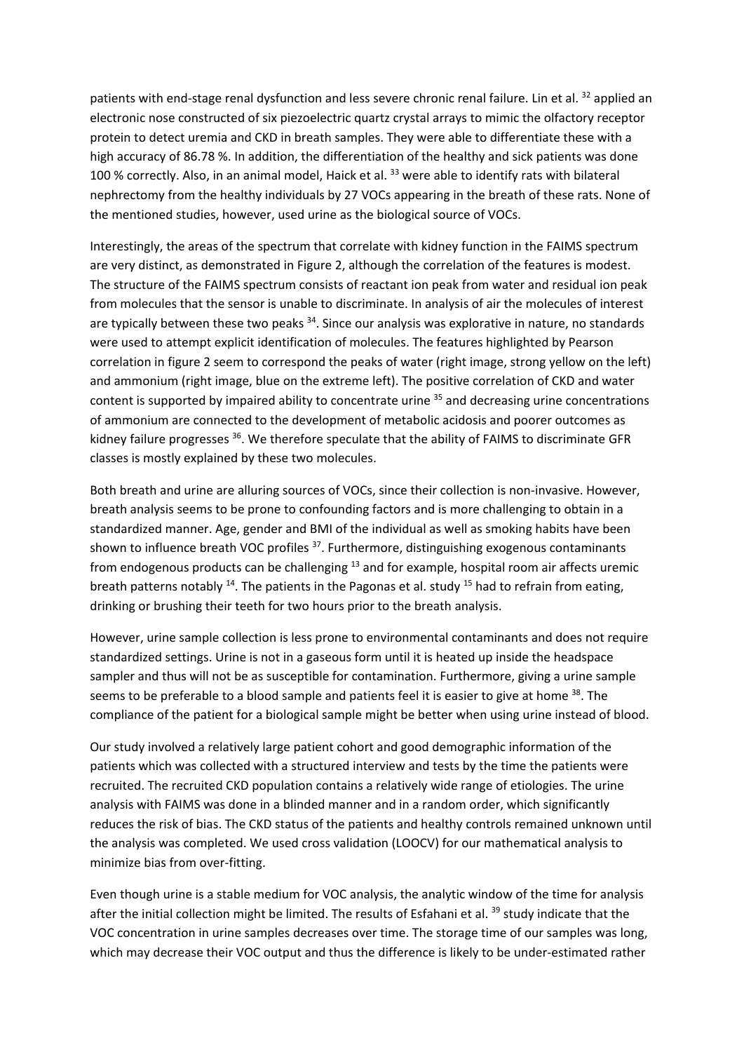patients with end-stage renal dysfunction and less severe chronic renal failure. Lin et al. [32] applied an electronic nose constructed of six piezoelectric quartz crystal arrays to mimic the olfactory receptor protein to detect uremia and CKD in breath samples. They were able to differentiate these with a high accuracy of 86.78 %. In addition, the differentiation of the healthy and sick patients was done 100 % correctly. Also, in an animal model, Haick et al. [33] were able to identify rats with bilateral nephrectomy from the healthy individuals by 27 VOCs appearing in the breath of these rats. None of the mentioned studies, however, used urine as the biological source of VOCs.

Interestingly, the areas of the spectrum that correlate with kidney function in the FAIMS spectrum are very distinct, as demonstrated in Figure 2, although the correlation of the features is modest. The structure of the FAIMS spectrum consists of reactant ion peak from water and residual ion peak from molecules that the sensor is unable to discriminate. In analysis of air the molecules of interest are typically between these two peaks [34]. Since our analysis was explorative in nature, no standards were used to attempt explicit identification of molecules. The features highlighted by Pearson correlation in figure 2 seem to correspond the peaks of water (right image, strong yellow on the left) and ammonium (right image, blue on the extreme left). The positive correlation of CKD and water content is supported by impaired ability to concentrate urine [35] and decreasing urine concentrations of ammonium are connected to the development of metabolic acidosis and poorer outcomes as kidney failure progresses [36]. We therefore speculate that the ability of FAIMS to discriminate GFR classes is mostly explained by these two molecules.

Both breath and urine are alluring sources of VOCs, since their collection is non-invasive. However, breath analysis seems to be prone to confounding factors and is more challenging to obtain in a standardized manner. Age, gender and BMI of the individual as well as smoking habits have been shown to influence breath VOC profiles [37]. Furthermore, distinguishing exogenous contaminants from endogenous products can be challenging [13] and for example, hospital room air affects uremic breath patterns notably [14]. The patients in the Pagonas et al. study [15] had to refrain from eating, drinking or brushing their teeth for two hours prior to the breath analysis.

However, urine sample collection is less prone to environmental contaminants and does not require standardized settings. Urine is not in a gaseous form until it is heated up inside the headspace sampler and thus will not be as susceptible for contamination. Furthermore, giving a urine sample seems to be preferable to a blood sample and patients feel it is easier to give at home [38]. The compliance of the patient for a biological sample might be better when using urine instead of blood.

Our study involved a relatively large patient cohort and good demographic information of the patients which was collected with a structured interview and tests by the time the patients were recruited. The recruited CKD population contains a relatively wide range of etiologies. The urine analysis with FAIMS was done in a blinded manner and in a random order, which significantly reduces the risk of bias. The CKD status of the patients and healthy controls remained unknown until the analysis was completed. We used cross validation (LOOCV) for our mathematical analysis to minimize bias from over-fitting.

Even though urine is a stable medium for VOC analysis, the analytic window of the time for analysis after the initial collection might be limited. The results of Esfahani et al. [39] study indicate that the VOC concentration in urine samples decreases over time. The storage time of our samples was long, which may decrease their VOC output and thus the difference is likely to be under-estimated rather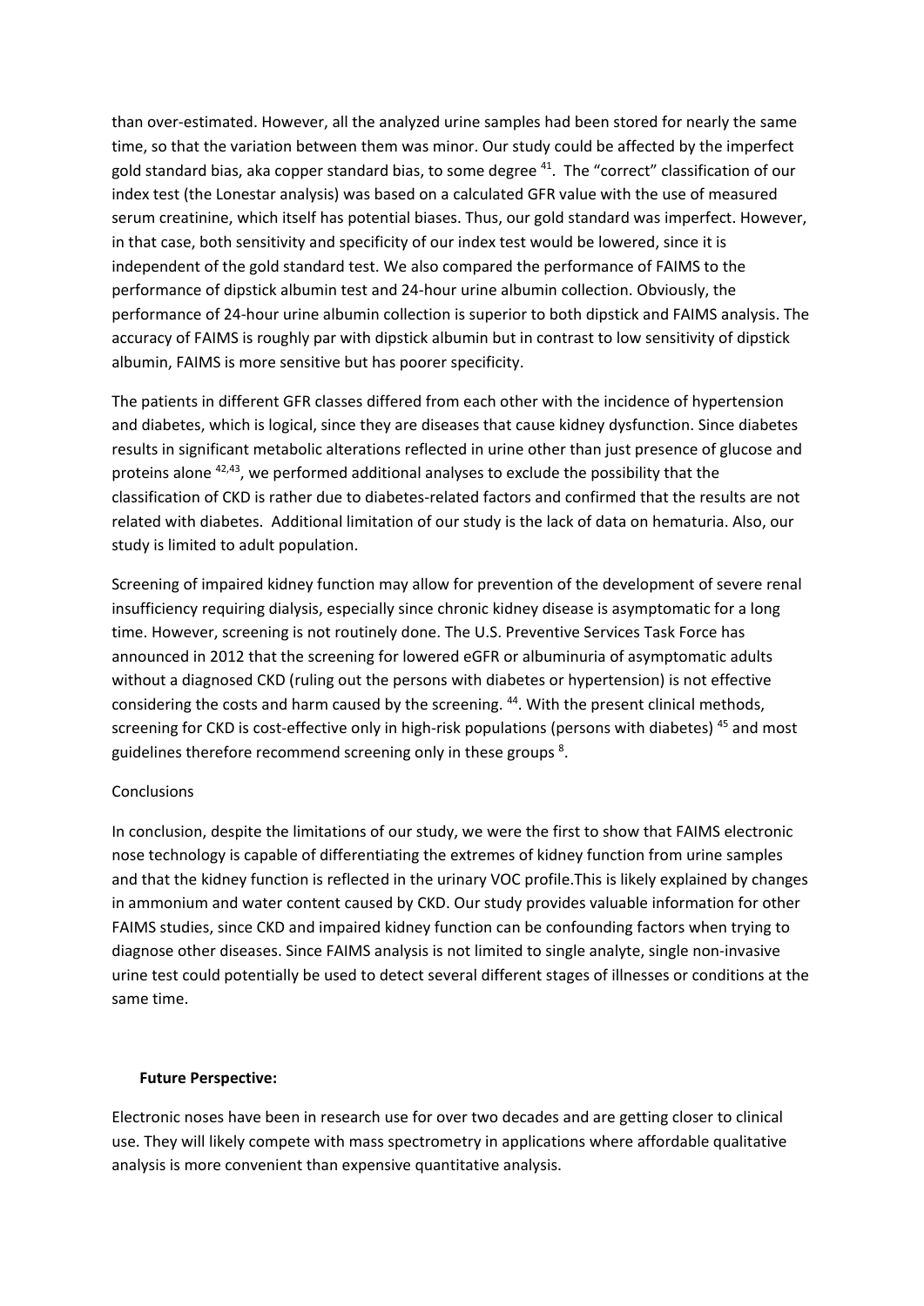than over-estimated. However, all the analyzed urine samples had been stored for nearly the same time, so that the variation between them was minor. Our study could be affected by the imperfect gold standard bias, aka copper standard bias, to some degree [41]. The "correct" classification of our index test (the Lonestar analysis) was based on a calculated GFR value with the use of measured serum creatinine, which itself has potential biases. Thus, our gold standard was imperfect. However, in that case, both sensitivity and specificity of our index test would be lowered, since it is independent of the gold standard test. We also compared the performance of FAIMS to the performance of dipstick albumin test and 24-hour urine albumin collection. Obviously, the performance of 24-hour urine albumin collection is superior to both dipstick and FAIMS analysis. The accuracy of FAIMS is roughly par with dipstick albumin but in contrast to low sensitivity of dipstick albumin, FAIMS is more sensitive but has poorer specificity.

The patients in different GFR classes differed from each other with the incidence of hypertension and diabetes, which is logical, since they are diseases that cause kidney dysfunction. Since diabetes results in significant metabolic alterations reflected in urine other than just presence of glucose and proteins alone [42,43], we performed additional analyses to exclude the possibility that the classification of CKD is rather due to diabetes-related factors and confirmed that the results are not related with diabetes. Additional limitation of our study is the lack of data on hematuria. Also, our study is limited to adult population.

Screening of impaired kidney function may allow for prevention of the development of severe renal insufficiency requiring dialysis, especially since chronic kidney disease is asymptomatic for a long time. However, screening is not routinely done. The U.S. Preventive Services Task Force has announced in 2012 that the screening for lowered eGFR or albuminuria of asymptomatic adults without a diagnosed CKD (ruling out the persons with diabetes or hypertension) is not effective considering the costs and harm caused by the screening. [44]. With the present clinical methods, screening for CKD is cost-effective only in high-risk populations (persons with diabetes) [45] and most guidelines therefore recommend screening only in these groups [8].

Conclusions

In conclusion, despite the limitations of our study, we were the first to show that FAIMS electronic nose technology is capable of differentiating the extremes of kidney function from urine samples and that the kidney function is reflected in the urinary VOC profile.This is likely explained by changes in ammonium and water content caused by CKD. Our study provides valuable information for other FAIMS studies, since CKD and impaired kidney function can be confounding factors when trying to diagnose other diseases. Since FAIMS analysis is not limited to single analyte, single non-invasive urine test could potentially be used to detect several different stages of illnesses or conditions at the same time.

**Future Perspective:**

Electronic noses have been in research use for over two decades and are getting closer to clinical use. They will likely compete with mass spectrometry in applications where affordable qualitative analysis is more convenient than expensive quantitative analysis.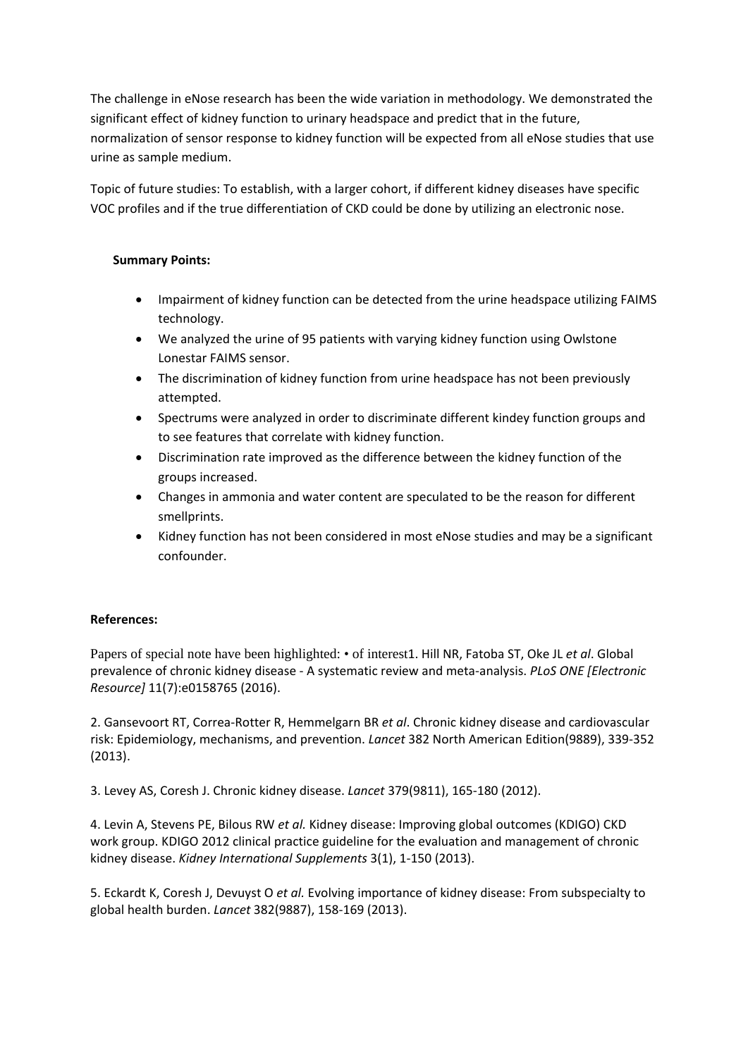The challenge in eNose research has been the wide variation in methodology. We demonstrated the significant effect of kidney function to urinary headspace and predict that in the future, normalization of sensor response to kidney function will be expected from all eNose studies that use urine as sample medium.

Topic of future studies: To establish, with a larger cohort, if different kidney diseases have specific VOC profiles and if the true differentiation of CKD could be done by utilizing an electronic nose.

**Summary Points:**

- Impairment of kidney function can be detected from the urine headspace utilizing FAIMS technology.
- We analyzed the urine of 95 patients with varying kidney function using Owlstone Lonestar FAIMS sensor.
- The discrimination of kidney function from urine headspace has not been previously attempted.
- Spectrums were analyzed in order to discriminate different kindey function groups and to see features that correlate with kidney function.
- Discrimination rate improved as the difference between the kidney function of the groups increased.
- Changes in ammonia and water content are speculated to be the reason for different smellprints.
- Kidney function has not been considered in most eNose studies and may be a significant confounder.

**References:**

Papers of special note have been highlighted: • of interest1. Hill NR, Fatoba ST, Oke JL *et al*. Global prevalence of chronic kidney disease - A systematic review and meta-analysis. *PLoS ONE [Electronic Resource]* 11(7):e0158765 (2016).

2. Gansevoort RT, Correa-Rotter R, Hemmelgarn BR *et al*. Chronic kidney disease and cardiovascular risk: Epidemiology, mechanisms, and prevention. *Lancet* 382 North American Edition(9889), 339-352 (2013).

3. Levey AS, Coresh J. Chronic kidney disease. *Lancet* 379(9811), 165-180 (2012).

4. Levin A, Stevens PE, Bilous RW *et al.* Kidney disease: Improving global outcomes (KDIGO) CKD work group. KDIGO 2012 clinical practice guideline for the evaluation and management of chronic kidney disease. *Kidney International Supplements* 3(1), 1-150 (2013).

5. Eckardt K, Coresh J, Devuyst O *et al.* Evolving importance of kidney disease: From subspecialty to global health burden. *Lancet* 382(9887), 158-169 (2013).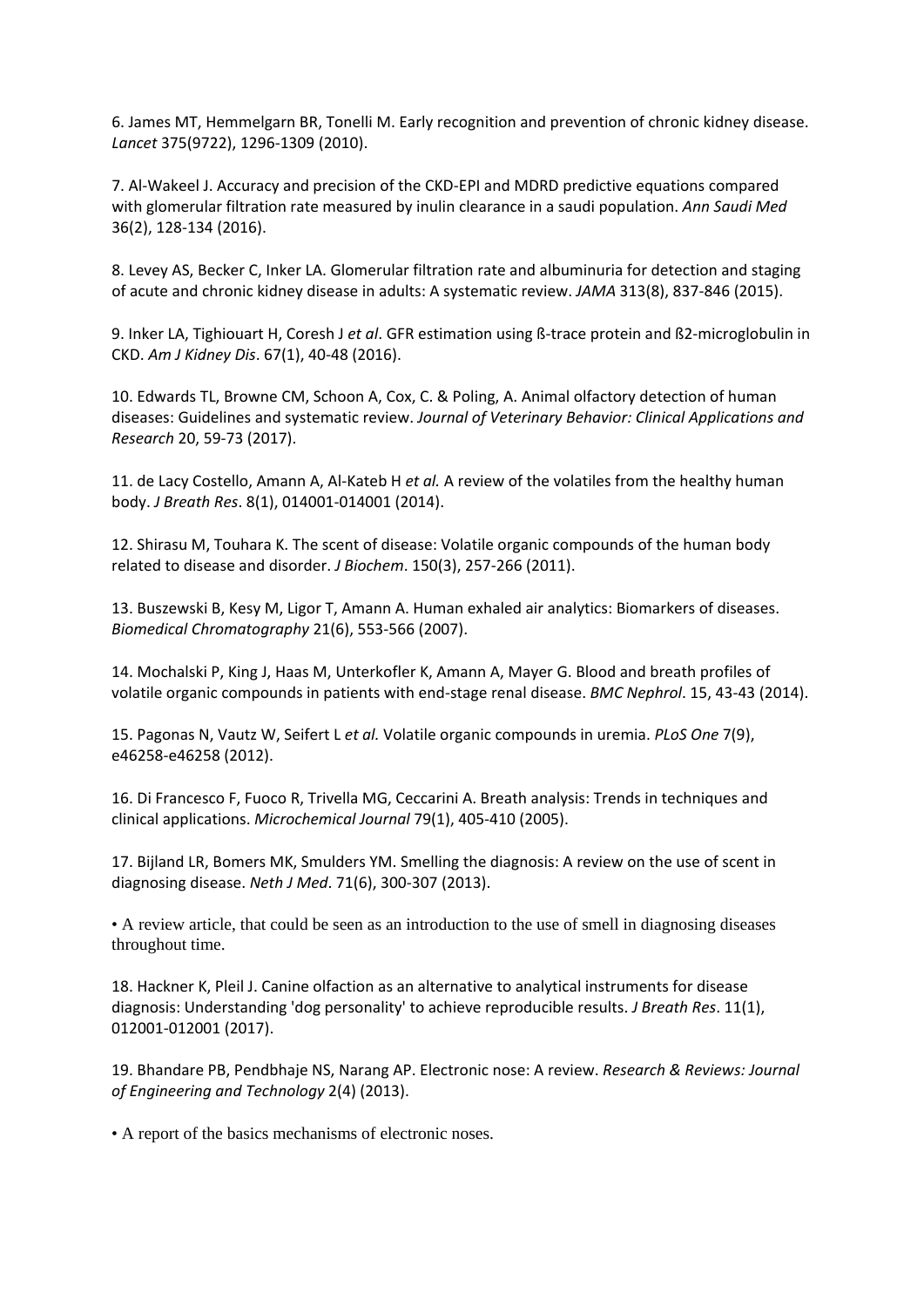6. James MT, Hemmelgarn BR, Tonelli M. Early recognition and prevention of chronic kidney disease. *Lancet* 375(9722), 1296-1309 (2010).

7. Al-Wakeel J. Accuracy and precision of the CKD-EPI and MDRD predictive equations compared with glomerular filtration rate measured by inulin clearance in a saudi population. *Ann Saudi Med* 36(2), 128-134 (2016).

8. Levey AS, Becker C, Inker LA. Glomerular filtration rate and albuminuria for detection and staging of acute and chronic kidney disease in adults: A systematic review. *JAMA* 313(8), 837-846 (2015).

9. Inker LA, Tighiouart H, Coresh J *et al*. GFR estimation using ß-trace protein and ß2-microglobulin in CKD. *Am J Kidney Dis*. 67(1), 40-48 (2016).

10. Edwards TL, Browne CM, Schoon A, Cox, C. & Poling, A. Animal olfactory detection of human diseases: Guidelines and systematic review. *Journal of Veterinary Behavior: Clinical Applications and Research* 20, 59-73 (2017).

11. de Lacy Costello, Amann A, Al-Kateb H *et al.* A review of the volatiles from the healthy human body. *J Breath Res*. 8(1), 014001-014001 (2014).

12. Shirasu M, Touhara K. The scent of disease: Volatile organic compounds of the human body related to disease and disorder. *J Biochem*. 150(3), 257-266 (2011).

13. Buszewski B, Kesy M, Ligor T, Amann A. Human exhaled air analytics: Biomarkers of diseases. *Biomedical Chromatography* 21(6), 553-566 (2007).

14. Mochalski P, King J, Haas M, Unterkofler K, Amann A, Mayer G. Blood and breath profiles of volatile organic compounds in patients with end-stage renal disease. *BMC Nephrol*. 15, 43-43 (2014).

15. Pagonas N, Vautz W, Seifert L *et al.* Volatile organic compounds in uremia. *PLoS One* 7(9), e46258-e46258 (2012).

16. Di Francesco F, Fuoco R, Trivella MG, Ceccarini A. Breath analysis: Trends in techniques and clinical applications. *Microchemical Journal* 79(1), 405-410 (2005).

17. Bijland LR, Bomers MK, Smulders YM. Smelling the diagnosis: A review on the use of scent in diagnosing disease. *Neth J Med*. 71(6), 300-307 (2013).

• A review article, that could be seen as an introduction to the use of smell in diagnosing diseases throughout time.

18. Hackner K, Pleil J. Canine olfaction as an alternative to analytical instruments for disease diagnosis: Understanding 'dog personality' to achieve reproducible results. *J Breath Res*. 11(1), 012001-012001 (2017).

19. Bhandare PB, Pendbhaje NS, Narang AP. Electronic nose: A review. *Research & Reviews: Journal of Engineering and Technology* 2(4) (2013).

• A report of the basics mechanisms of electronic noses.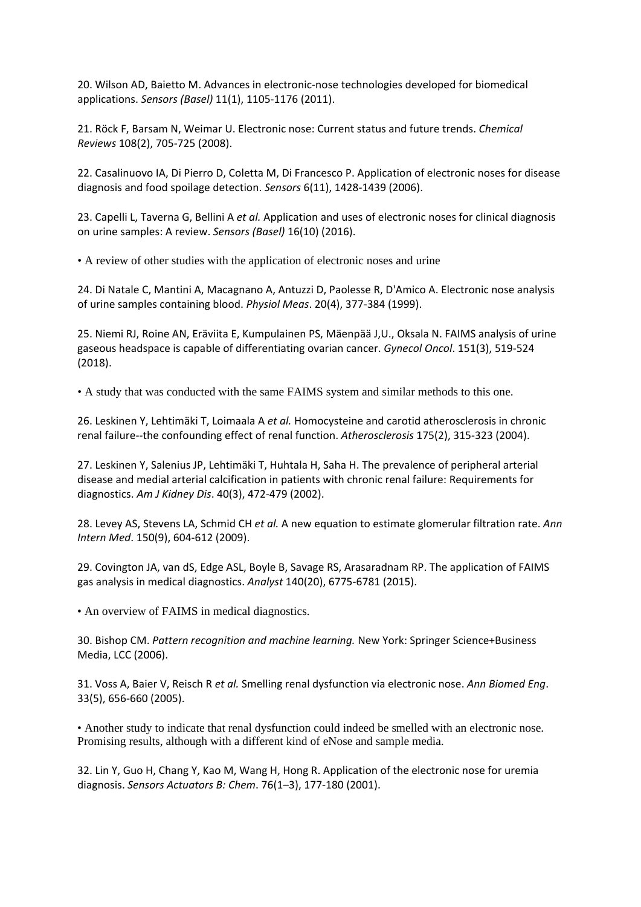20. Wilson AD, Baietto M. Advances in electronic-nose technologies developed for biomedical applications. *Sensors (Basel)* 11(1), 1105-1176 (2011).

21. Röck F, Barsam N, Weimar U. Electronic nose: Current status and future trends. *Chemical Reviews* 108(2), 705-725 (2008).

22. Casalinuovo IA, Di Pierro D, Coletta M, Di Francesco P. Application of electronic noses for disease diagnosis and food spoilage detection. *Sensors* 6(11), 1428-1439 (2006).

23. Capelli L, Taverna G, Bellini A *et al.* Application and uses of electronic noses for clinical diagnosis on urine samples: A review. *Sensors (Basel)* 16(10) (2016).

• A review of other studies with the application of electronic noses and urine

24. Di Natale C, Mantini A, Macagnano A, Antuzzi D, Paolesse R, D'Amico A. Electronic nose analysis of urine samples containing blood. *Physiol Meas*. 20(4), 377-384 (1999).

25. Niemi RJ, Roine AN, Eräviita E, Kumpulainen PS, Mäenpää J,U., Oksala N. FAIMS analysis of urine gaseous headspace is capable of differentiating ovarian cancer. *Gynecol Oncol*. 151(3), 519-524 (2018).

• A study that was conducted with the same FAIMS system and similar methods to this one.

26. Leskinen Y, Lehtimäki T, Loimaala A *et al.* Homocysteine and carotid atherosclerosis in chronic renal failure--the confounding effect of renal function. *Atherosclerosis* 175(2), 315-323 (2004).

27. Leskinen Y, Salenius JP, Lehtimäki T, Huhtala H, Saha H. The prevalence of peripheral arterial disease and medial arterial calcification in patients with chronic renal failure: Requirements for diagnostics. *Am J Kidney Dis*. 40(3), 472-479 (2002).

28. Levey AS, Stevens LA, Schmid CH *et al.* A new equation to estimate glomerular filtration rate. *Ann Intern Med*. 150(9), 604-612 (2009).

29. Covington JA, van dS, Edge ASL, Boyle B, Savage RS, Arasaradnam RP. The application of FAIMS gas analysis in medical diagnostics. *Analyst* 140(20), 6775-6781 (2015).

• An overview of FAIMS in medical diagnostics.

30. Bishop CM. *Pattern recognition and machine learning.* New York: Springer Science+Business Media, LCC (2006).

31. Voss A, Baier V, Reisch R *et al.* Smelling renal dysfunction via electronic nose. *Ann Biomed Eng*. 33(5), 656-660 (2005).

• Another study to indicate that renal dysfunction could indeed be smelled with an electronic nose. Promising results, although with a different kind of eNose and sample media.

32. Lin Y, Guo H, Chang Y, Kao M, Wang H, Hong R. Application of the electronic nose for uremia diagnosis. *Sensors Actuators B: Chem*. 76(1–3), 177-180 (2001).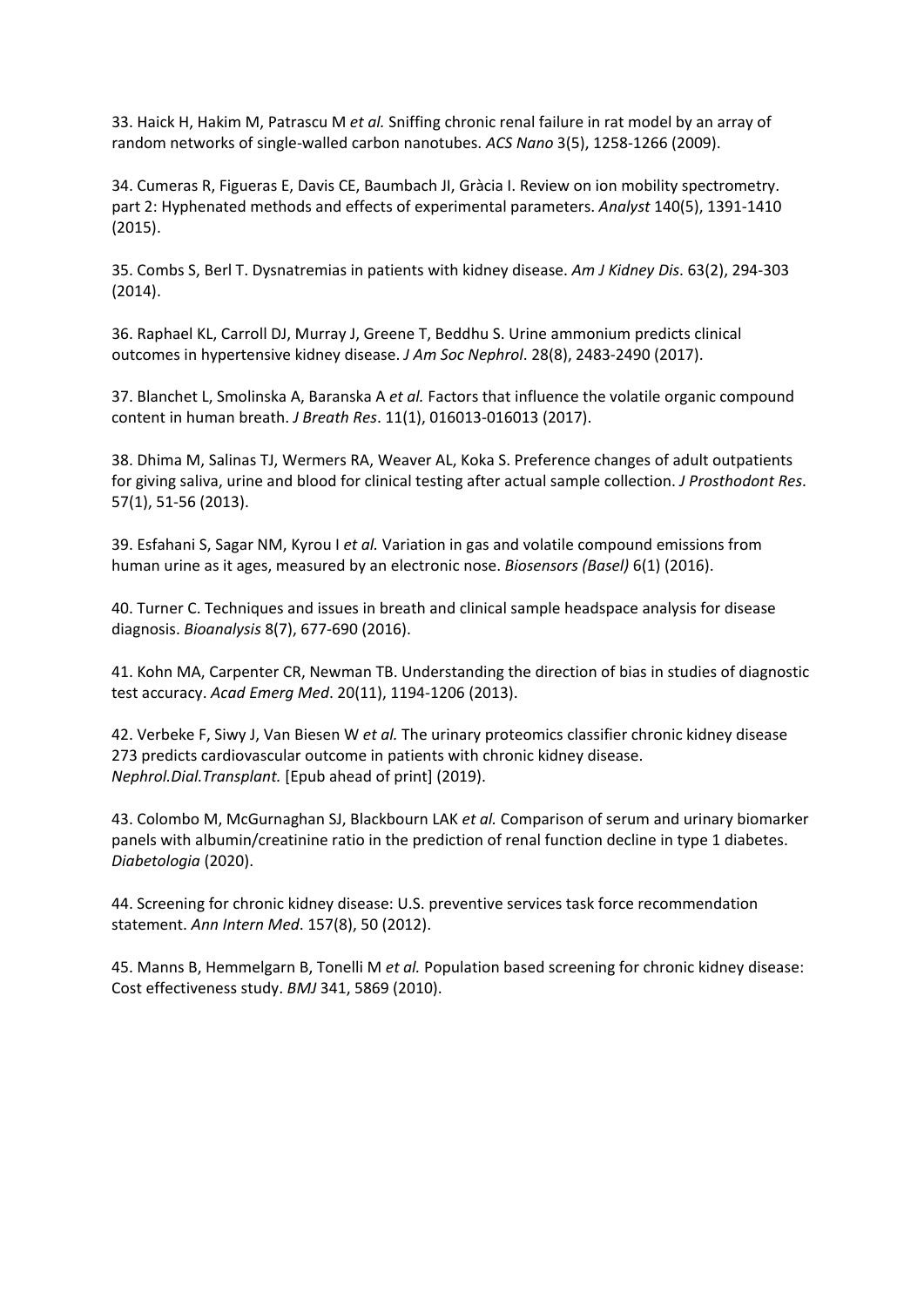33. Haick H, Hakim M, Patrascu M *et al.* Sniffing chronic renal failure in rat model by an array of random networks of single-walled carbon nanotubes. *ACS Nano* 3(5), 1258-1266 (2009).

34. Cumeras R, Figueras E, Davis CE, Baumbach JI, Gràcia I. Review on ion mobility spectrometry. part 2: Hyphenated methods and effects of experimental parameters. *Analyst* 140(5), 1391-1410 (2015).

35. Combs S, Berl T. Dysnatremias in patients with kidney disease. *Am J Kidney Dis*. 63(2), 294-303 (2014).

36. Raphael KL, Carroll DJ, Murray J, Greene T, Beddhu S. Urine ammonium predicts clinical outcomes in hypertensive kidney disease. *J Am Soc Nephrol*. 28(8), 2483-2490 (2017).

37. Blanchet L, Smolinska A, Baranska A *et al.* Factors that influence the volatile organic compound content in human breath. *J Breath Res*. 11(1), 016013-016013 (2017).

38. Dhima M, Salinas TJ, Wermers RA, Weaver AL, Koka S. Preference changes of adult outpatients for giving saliva, urine and blood for clinical testing after actual sample collection. *J Prosthodont Res*. 57(1), 51-56 (2013).

39. Esfahani S, Sagar NM, Kyrou I *et al.* Variation in gas and volatile compound emissions from human urine as it ages, measured by an electronic nose. *Biosensors (Basel)* 6(1) (2016).

40. Turner C. Techniques and issues in breath and clinical sample headspace analysis for disease diagnosis. *Bioanalysis* 8(7), 677-690 (2016).

41. Kohn MA, Carpenter CR, Newman TB. Understanding the direction of bias in studies of diagnostic test accuracy. *Acad Emerg Med*. 20(11), 1194-1206 (2013).

42. Verbeke F, Siwy J, Van Biesen W *et al.* The urinary proteomics classifier chronic kidney disease 273 predicts cardiovascular outcome in patients with chronic kidney disease. *Nephrol.Dial.Transplant.* [Epub ahead of print] (2019).

43. Colombo M, McGurnaghan SJ, Blackbourn LAK *et al.* Comparison of serum and urinary biomarker panels with albumin/creatinine ratio in the prediction of renal function decline in type 1 diabetes. *Diabetologia* (2020).

44. Screening for chronic kidney disease: U.S. preventive services task force recommendation statement. *Ann Intern Med*. 157(8), 50 (2012).

45. Manns B, Hemmelgarn B, Tonelli M *et al.* Population based screening for chronic kidney disease: Cost effectiveness study. *BMJ* 341, 5869 (2010).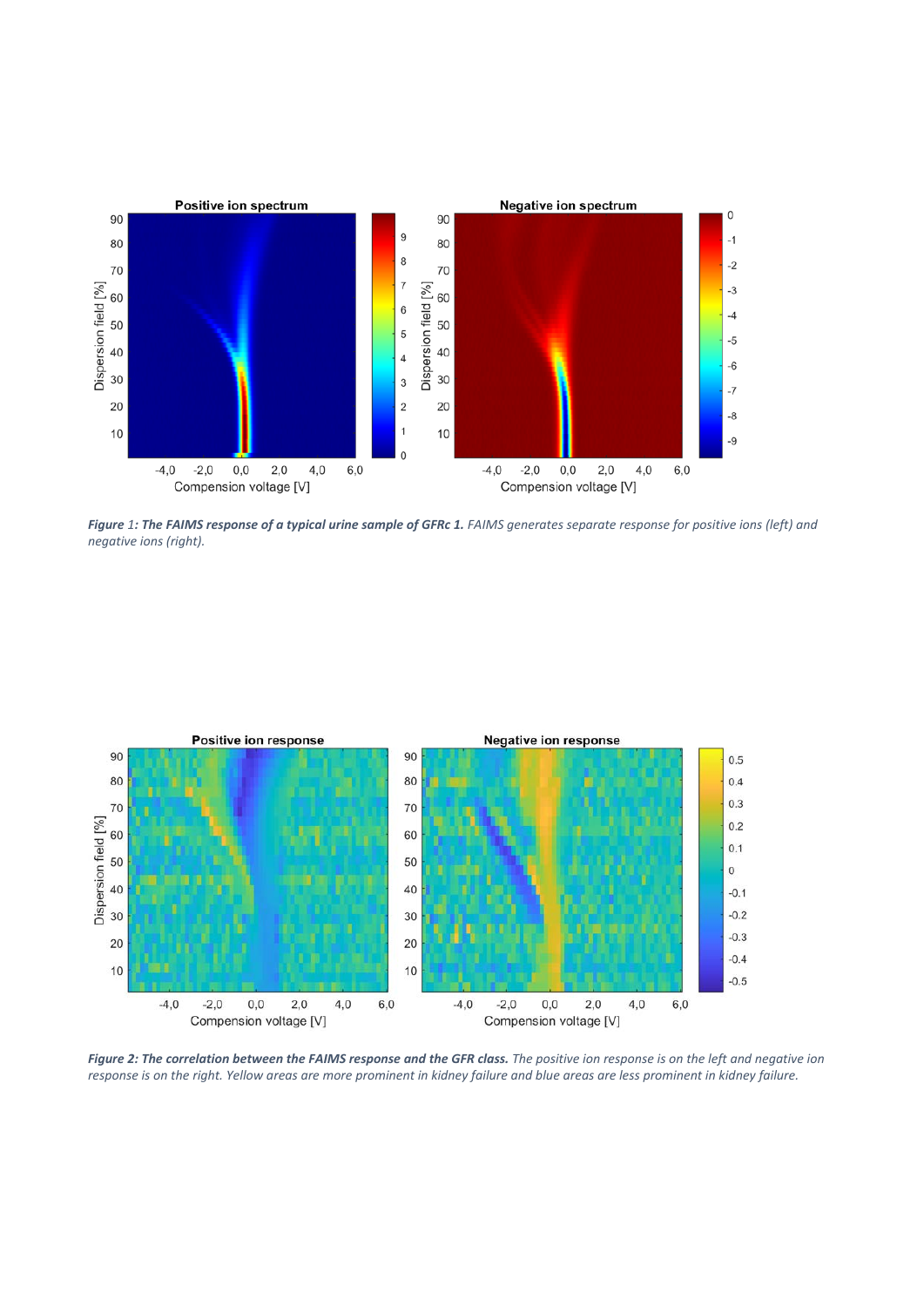***Figure 1: The FAIMS response of a typical urine sample of GFRc 1.*** *FAIMS generates separate response for positive ions (left) and negative ions (right).*

***Figure 2: The correlation between the FAIMS response and the GFR class.*** *The positive ion response is on the left and negative ion response is on the right. Yellow areas are more prominent in kidney failure and blue areas are less prominent in kidney failure.*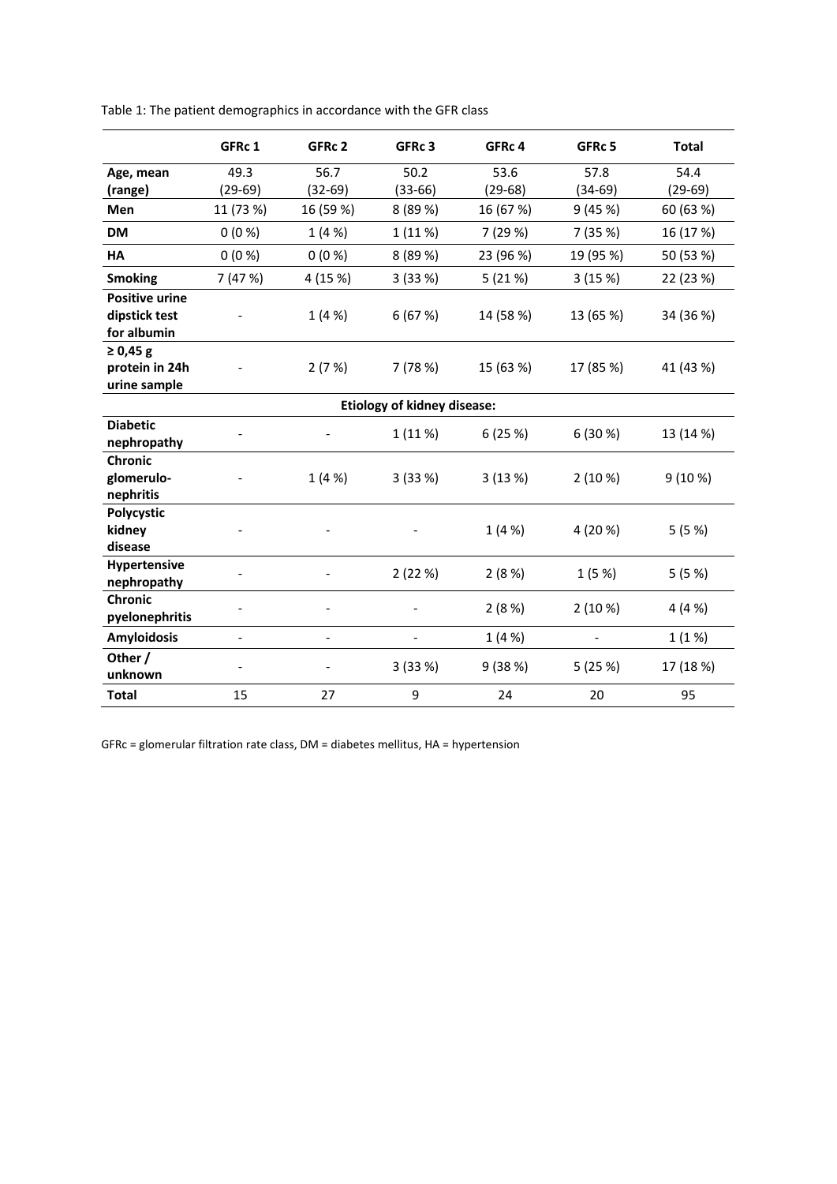Table 1: The patient demographics in accordance with the GFR class

| | GFRc 1 | GFRc 2 | GFRc 3 | GFRc 4 | GFRc 5 | Total |
|---|---|---|---|---|---|---|
| **Age, mean (range)** | 49.3 (29-69) | 56.7 (32-69) | 50.2 (33-66) | 53.6 (29-68) | 57.8 (34-69) | 54.4 (29-69) |
| **Men** | 11 (73 %) | 16 (59 %) | 8 (89 %) | 16 (67 %) | 9 (45 %) | 60 (63 %) |
| **DM** | 0 (0 %) | 1 (4 %) | 1 (11 %) | 7 (29 %) | 7 (35 %) | 16 (17 %) |
| **HA** | 0 (0 %) | 0 (0 %) | 8 (89 %) | 23 (96 %) | 19 (95 %) | 50 (53 %) |
| **Smoking** | 7 (47 %) | 4 (15 %) | 3 (33 %) | 5 (21 %) | 3 (15 %) | 22 (23 %) |
| **Positive urine dipstick test for albumin** | - | 1 (4 %) | 6 (67 %) | 14 (58 %) | 13 (65 %) | 34 (36 %) |
| **≥ 0,45 g protein in 24h urine sample** | - | 2 (7 %) | 7 (78 %) | 15 (63 %) | 17 (85 %) | 41 (43 %) |
| **Etiology of kidney disease:** | | | | | | |
| **Diabetic nephropathy** | - | - | 1 (11 %) | 6 (25 %) | 6 (30 %) | 13 (14 %) |
| **Chronic glomerulo-nephritis** | - | 1 (4 %) | 3 (33 %) | 3 (13 %) | 2 (10 %) | 9 (10 %) |
| **Polycystic kidney disease** | - | - | - | 1 (4 %) | 4 (20 %) | 5 (5 %) |
| **Hypertensive nephropathy** | - | - | 2 (22 %) | 2 (8 %) | 1 (5 %) | 5 (5 %) |
| **Chronic pyelonephritis** | - | - | - | 2 (8 %) | 2 (10 %) | 4 (4 %) |
| **Amyloidosis** | - | - | - | 1 (4 %) | - | 1 (1 %) |
| **Other / unknown** | - | - | 3 (33 %) | 9 (38 %) | 5 (25 %) | 17 (18 %) |
| **Total** | 15 | 27 | 9 | 24 | 20 | 95 |

GFRc = glomerular filtration rate class, DM = diabetes mellitus, HA = hypertension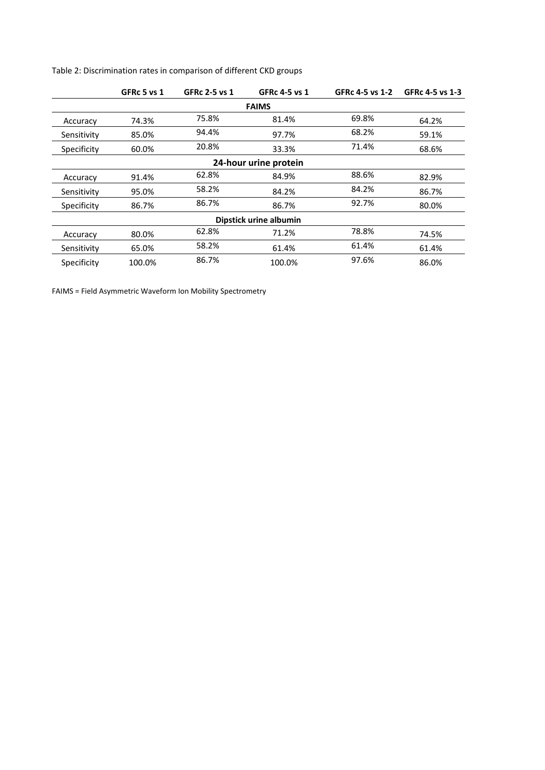Table 2: Discrimination rates in comparison of different CKD groups

| | GFRc 5 vs 1 | GFRc 2-5 vs 1 | GFRc 4-5 vs 1 | GFRc 4-5 vs 1-2 | GFRc 4-5 vs 1-3 |
|---|---|---|---|---|---|
| **FAIMS** | | | | | |
| Accuracy | 74.3% | 75.8% | 81.4% | 69.8% | 64.2% |
| Sensitivity | 85.0% | 94.4% | 97.7% | 68.2% | 59.1% |
| Specificity | 60.0% | 20.8% | 33.3% | 71.4% | 68.6% |
| **24-hour urine protein** | | | | | |
| Accuracy | 91.4% | 62.8% | 84.9% | 88.6% | 82.9% |
| Sensitivity | 95.0% | 58.2% | 84.2% | 84.2% | 86.7% |
| Specificity | 86.7% | 86.7% | 86.7% | 92.7% | 80.0% |
| **Dipstick urine albumin** | | | | | |
| Accuracy | 80.0% | 62.8% | 71.2% | 78.8% | 74.5% |
| Sensitivity | 65.0% | 58.2% | 61.4% | 61.4% | 61.4% |
| Specificity | 100.0% | 86.7% | 100.0% | 97.6% | 86.0% |

FAIMS = Field Asymmetric Waveform Ion Mobility Spectrometry